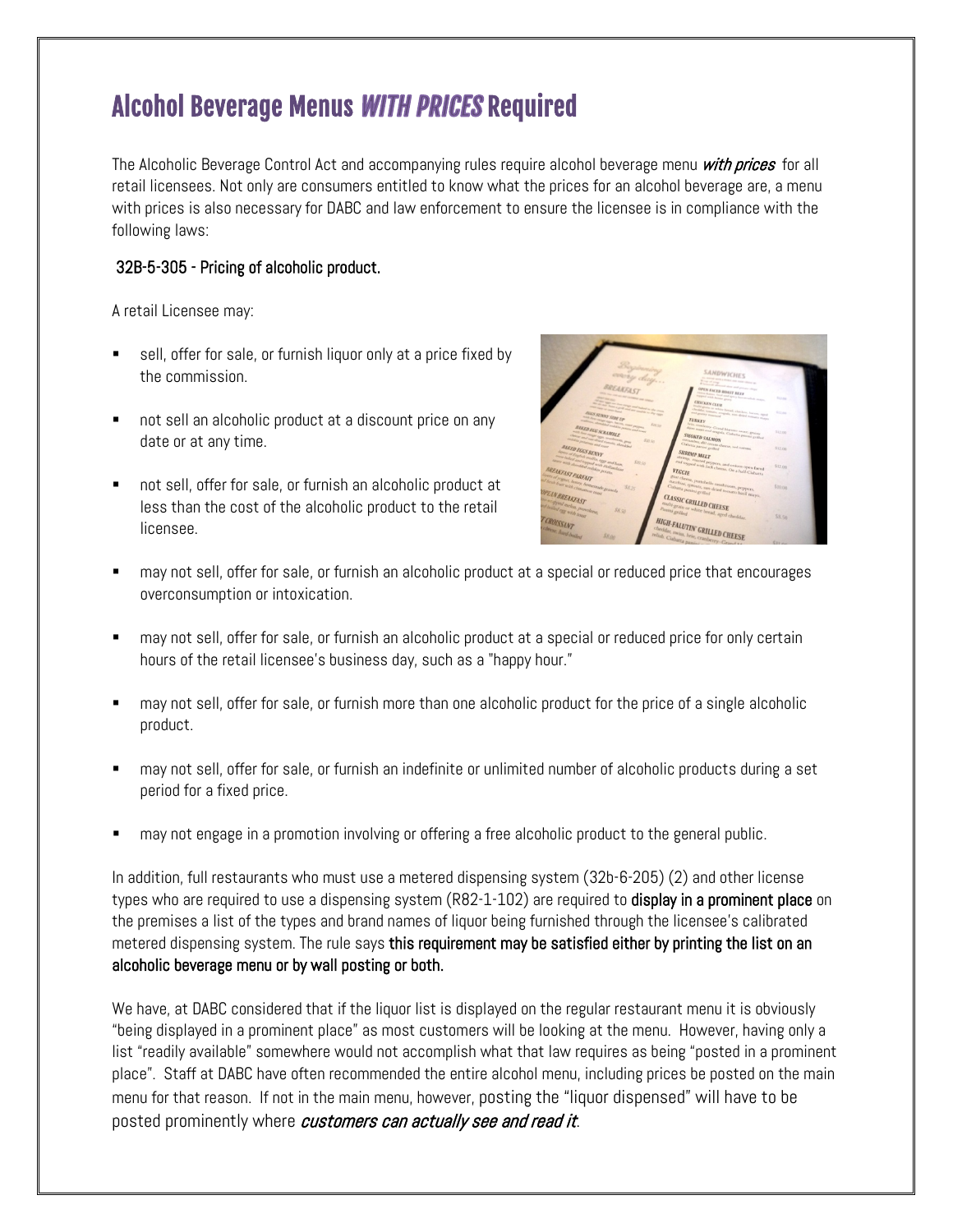# Alcohol Beverage Menus *WITH PRICES* Required

The Alcoholic Beverage Control Act and accompanying rules require alcohol beverage menu ***with prices*** for all retail licensees. Not only are consumers entitled to know what the prices for an alcohol beverage are, a menu with prices is also necessary for DABC and law enforcement to ensure the licensee is in compliance with the following laws:

**32B-5-305 - Pricing of alcoholic product.**

A retail Licensee may:

- sell, offer for sale, or furnish liquor only at a price fixed by the commission.
- not sell an alcoholic product at a discount price on any date or at any time.
- not sell, offer for sale, or furnish an alcoholic product at less than the cost of the alcoholic product to the retail licensee.
- may not sell, offer for sale, or furnish an alcoholic product at a special or reduced price that encourages overconsumption or intoxication.
- may not sell, offer for sale, or furnish an alcoholic product at a special or reduced price for only certain hours of the retail licensee's business day, such as a "happy hour."
- may not sell, offer for sale, or furnish more than one alcoholic product for the price of a single alcoholic product.
- may not sell, offer for sale, or furnish an indefinite or unlimited number of alcoholic products during a set period for a fixed price.
- may not engage in a promotion involving or offering a free alcoholic product to the general public.

In addition, full restaurants who must use a metered dispensing system (32b-6-205) (2) and other license types who are required to use a dispensing system (R82-1-102) are required to **display in a prominent place** on the premises a list of the types and brand names of liquor being furnished through the licensee's calibrated metered dispensing system. The rule says **this requirement may be satisfied either by printing the list on an alcoholic beverage menu or by wall posting or both.**

We have, at DABC considered that if the liquor list is displayed on the regular restaurant menu it is obviously "being displayed in a prominent place" as most customers will be looking at the menu. However, having only a list "readily available" somewhere would not accomplish what that law requires as being "posted in a prominent place". Staff at DABC have often recommended the entire alcohol menu, including prices be posted on the main menu for that reason. If not in the main menu, however, posting the "liquor dispensed" will have to be posted prominently where *customers can actually see and read it*.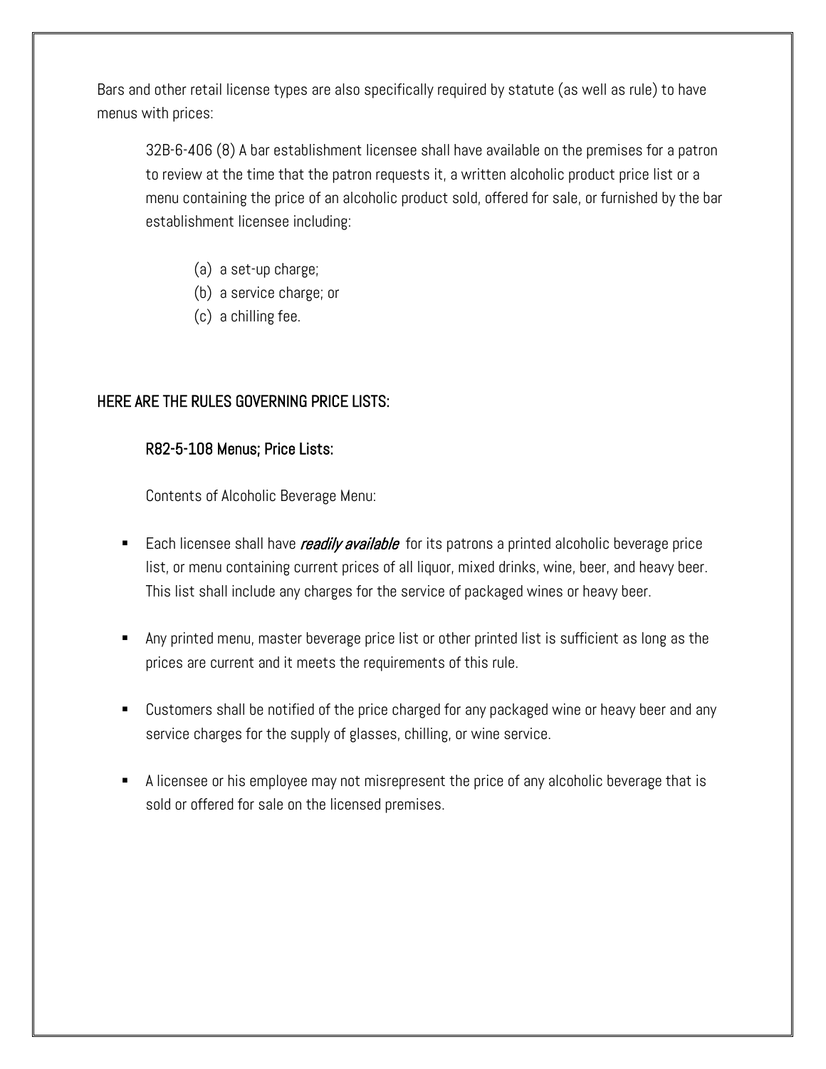Bars and other retail license types are also specifically required by statute (as well as rule) to have menus with prices:

> 32B-6-406 (8) A bar establishment licensee shall have available on the premises for a patron to review at the time that the patron requests it, a written alcoholic product price list or a menu containing the price of an alcoholic product sold, offered for sale, or furnished by the bar establishment licensee including:
>
> (a) a set-up charge;
> (b) a service charge; or
> (c) a chilling fee.

## HERE ARE THE RULES GOVERNING PRICE LISTS:

### R82-5-108 Menus; Price Lists:

Contents of Alcoholic Beverage Menu:

- Each licensee shall have ***readily available*** for its patrons a printed alcoholic beverage price list, or menu containing current prices of all liquor, mixed drinks, wine, beer, and heavy beer. This list shall include any charges for the service of packaged wines or heavy beer.
- Any printed menu, master beverage price list or other printed list is sufficient as long as the prices are current and it meets the requirements of this rule.
- Customers shall be notified of the price charged for any packaged wine or heavy beer and any service charges for the supply of glasses, chilling, or wine service.
- A licensee or his employee may not misrepresent the price of any alcoholic beverage that is sold or offered for sale on the licensed premises.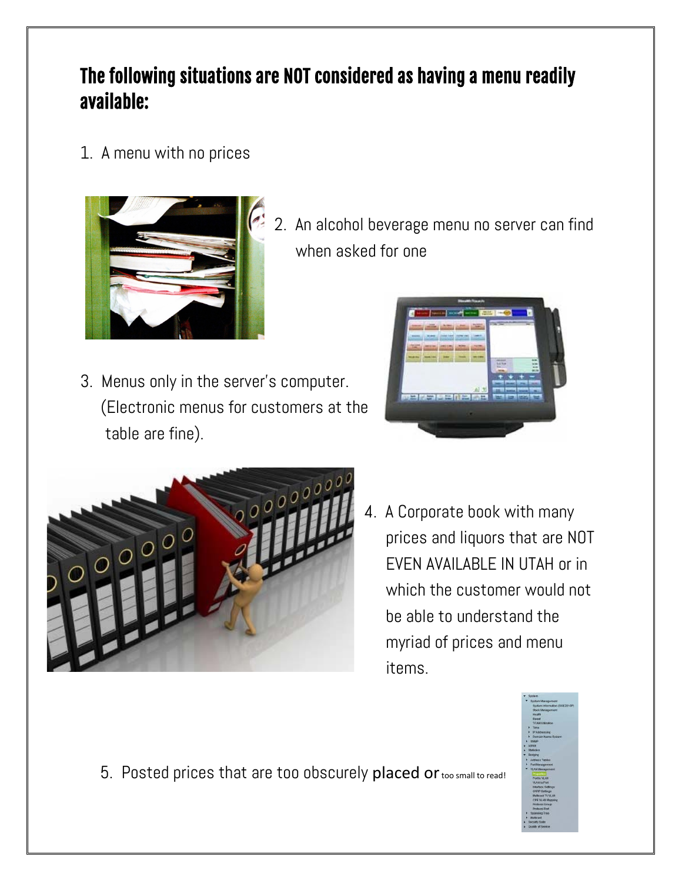## The following situations are NOT considered as having a menu readily available:

1. A menu with no prices
2. An alcohol beverage menu no server can find when asked for one
3. Menus only in the server's computer. (Electronic menus for customers at the table are fine).
4. A Corporate book with many prices and liquors that are NOT EVEN AVAILABLE IN UTAH or in which the customer would not be able to understand the myriad of prices and menu items.
5. Posted prices that are too obscurely placed or too small to read!